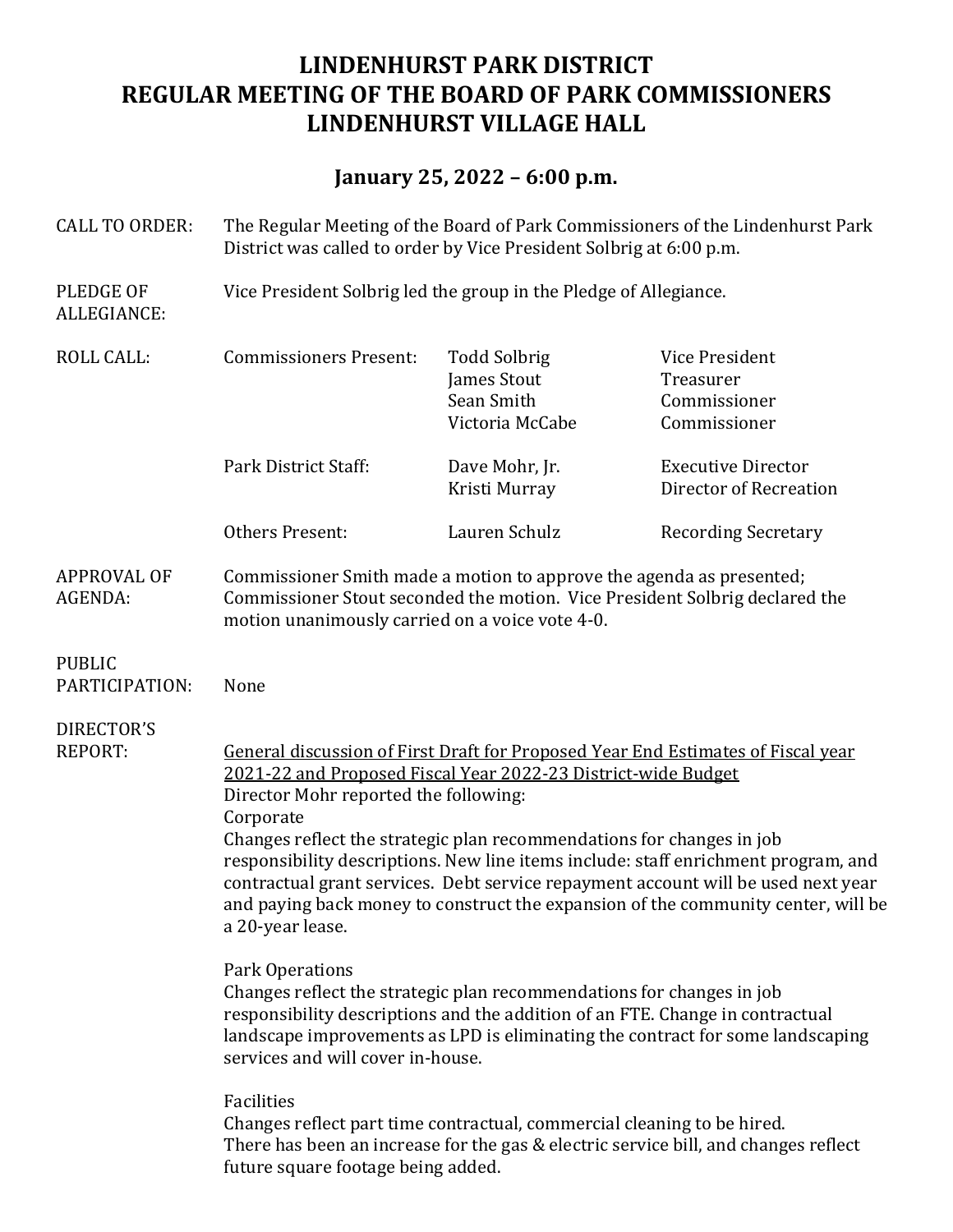# LINDENHURST PARK DISTRICT
# REGULAR MEETING OF THE BOARD OF PARK COMMISSIONERS
# LINDENHURST VILLAGE HALL

## January 25, 2022 – 6:00 p.m.

**CALL TO ORDER:** The Regular Meeting of the Board of Park Commissioners of the Lindenhurst Park District was called to order by Vice President Solbrig at 6:00 p.m.

**PLEDGE OF ALLEGIANCE:** Vice President Solbrig led the group in the Pledge of Allegiance.

**ROLL CALL:**

| | | |
|---|---|---|
| Commissioners Present: | Todd Solbrig | Vice President |
| | James Stout | Treasurer |
| | Sean Smith | Commissioner |
| | Victoria McCabe | Commissioner |
| Park District Staff: | Dave Mohr, Jr. | Executive Director |
| | Kristi Murray | Director of Recreation |
| Others Present: | Lauren Schulz | Recording Secretary |

**APPROVAL OF AGENDA:** Commissioner Smith made a motion to approve the agenda as presented; Commissioner Stout seconded the motion. Vice President Solbrig declared the motion unanimously carried on a voice vote 4-0.

**PUBLIC PARTICIPATION:** None

**DIRECTOR'S REPORT:**

General discussion of First Draft for Proposed Year End Estimates of Fiscal year 2021-22 and Proposed Fiscal Year 2022-23 District-wide Budget

Director Mohr reported the following:

Corporate

Changes reflect the strategic plan recommendations for changes in job responsibility descriptions. New line items include: staff enrichment program, and contractual grant services. Debt service repayment account will be used next year and paying back money to construct the expansion of the community center, will be a 20-year lease.

Park Operations

Changes reflect the strategic plan recommendations for changes in job responsibility descriptions and the addition of an FTE. Change in contractual landscape improvements as LPD is eliminating the contract for some landscaping services and will cover in-house.

Facilities

Changes reflect part time contractual, commercial cleaning to be hired.
There has been an increase for the gas & electric service bill, and changes reflect future square footage being added.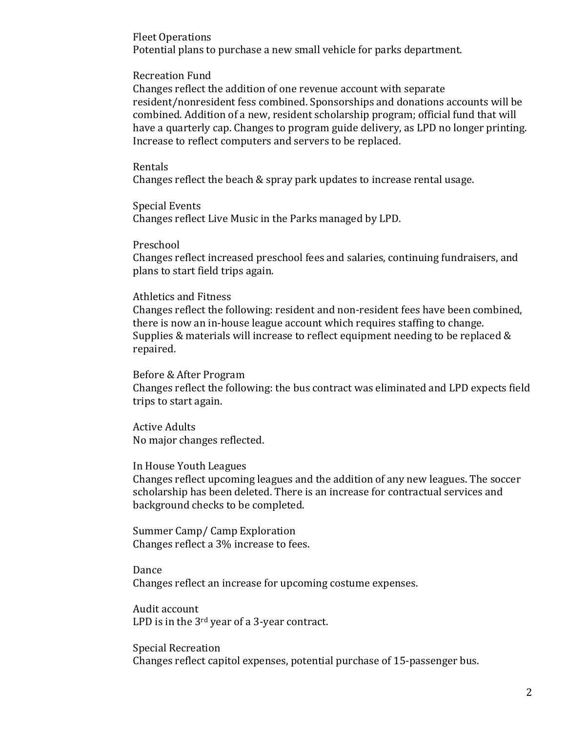Fleet Operations
Potential plans to purchase a new small vehicle for parks department.

Recreation Fund
Changes reflect the addition of one revenue account with separate resident/nonresident fess combined. Sponsorships and donations accounts will be combined. Addition of a new, resident scholarship program; official fund that will have a quarterly cap. Changes to program guide delivery, as LPD no longer printing. Increase to reflect computers and servers to be replaced.

Rentals
Changes reflect the beach & spray park updates to increase rental usage.

Special Events
Changes reflect Live Music in the Parks managed by LPD.

Preschool
Changes reflect increased preschool fees and salaries, continuing fundraisers, and plans to start field trips again.

Athletics and Fitness
Changes reflect the following: resident and non-resident fees have been combined, there is now an in-house league account which requires staffing to change. Supplies & materials will increase to reflect equipment needing to be replaced & repaired.

Before & After Program
Changes reflect the following: the bus contract was eliminated and LPD expects field trips to start again.

Active Adults
No major changes reflected.

In House Youth Leagues
Changes reflect upcoming leagues and the addition of any new leagues. The soccer scholarship has been deleted. There is an increase for contractual services and background checks to be completed.

Summer Camp/ Camp Exploration
Changes reflect a 3% increase to fees.

Dance
Changes reflect an increase for upcoming costume expenses.

Audit account
LPD is in the 3rd year of a 3-year contract.

Special Recreation
Changes reflect capitol expenses, potential purchase of 15-passenger bus.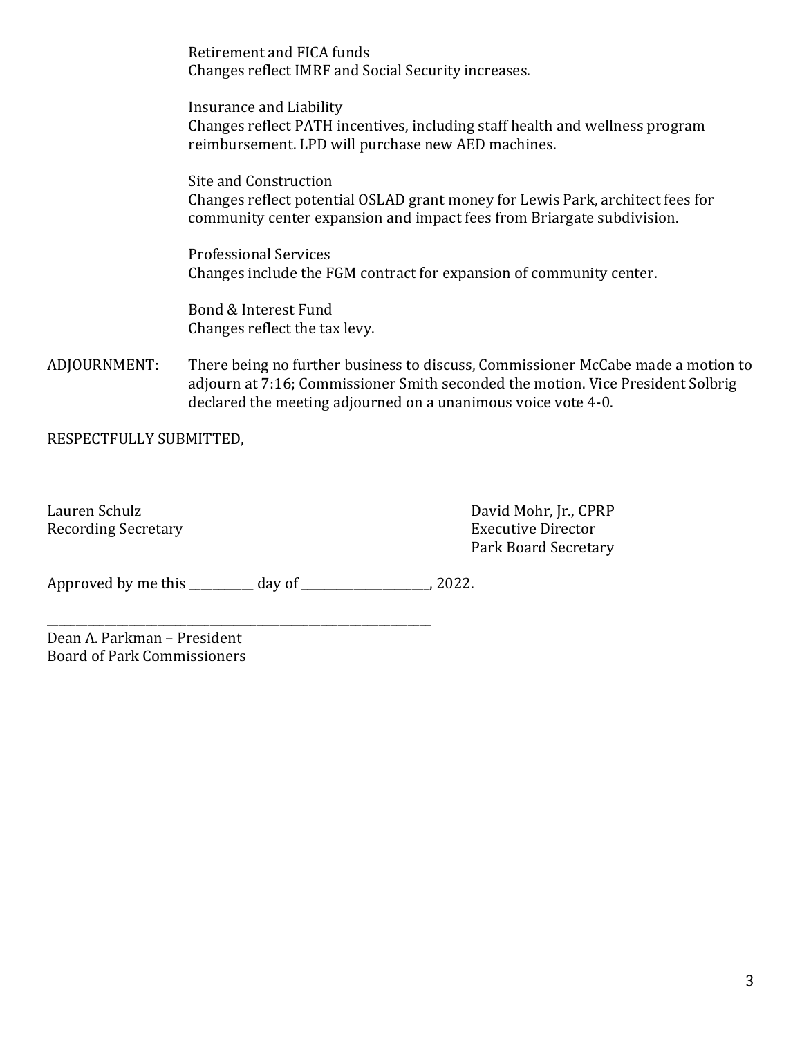Retirement and FICA funds
Changes reflect IMRF and Social Security increases.

Insurance and Liability
Changes reflect PATH incentives, including staff health and wellness program reimbursement. LPD will purchase new AED machines.

Site and Construction
Changes reflect potential OSLAD grant money for Lewis Park, architect fees for community center expansion and impact fees from Briargate subdivision.

Professional Services
Changes include the FGM contract for expansion of community center.

Bond & Interest Fund
Changes reflect the tax levy.

ADJOURNMENT: There being no further business to discuss, Commissioner McCabe made a motion to adjourn at 7:16; Commissioner Smith seconded the motion. Vice President Solbrig declared the meeting adjourned on a unanimous voice vote 4-0.

RESPECTFULLY SUBMITTED,

Lauren Schulz
Recording Secretary

David Mohr, Jr., CPRP
Executive Director
Park Board Secretary

Approved by me this __________ day of _____________________, 2022.

_________________________________________________________________
Dean A. Parkman – President
Board of Park Commissioners